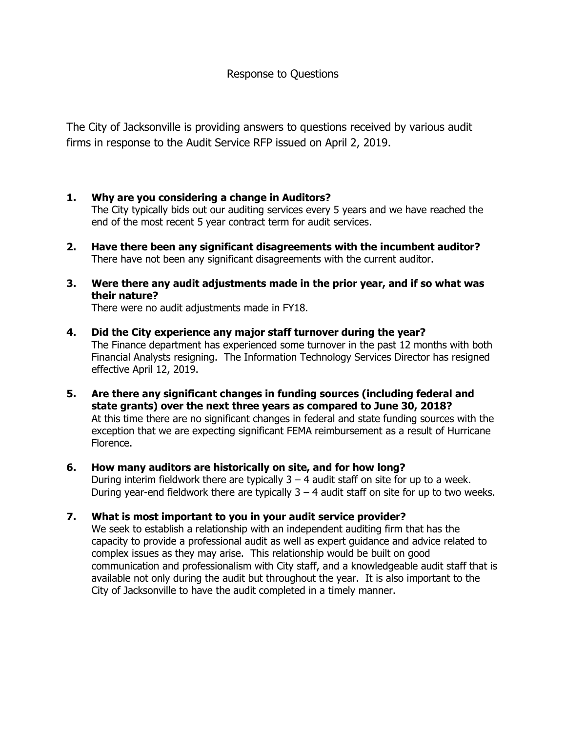# Response to Questions

The City of Jacksonville is providing answers to questions received by various audit firms in response to the Audit Service RFP issued on April 2, 2019.

1. **Why are you considering a change in Auditors?**
   The City typically bids out our auditing services every 5 years and we have reached the end of the most recent 5 year contract term for audit services.

2. **Have there been any significant disagreements with the incumbent auditor?**
   There have not been any significant disagreements with the current auditor.

3. **Were there any audit adjustments made in the prior year, and if so what was their nature?**
   There were no audit adjustments made in FY18.

4. **Did the City experience any major staff turnover during the year?**
   The Finance department has experienced some turnover in the past 12 months with both Financial Analysts resigning. The Information Technology Services Director has resigned effective April 12, 2019.

5. **Are there any significant changes in funding sources (including federal and state grants) over the next three years as compared to June 30, 2018?**
   At this time there are no significant changes in federal and state funding sources with the exception that we are expecting significant FEMA reimbursement as a result of Hurricane Florence.

6. **How many auditors are historically on site, and for how long?**
   During interim fieldwork there are typically 3 – 4 audit staff on site for up to a week. During year-end fieldwork there are typically 3 – 4 audit staff on site for up to two weeks.

7. **What is most important to you in your audit service provider?**
   We seek to establish a relationship with an independent auditing firm that has the capacity to provide a professional audit as well as expert guidance and advice related to complex issues as they may arise. This relationship would be built on good communication and professionalism with City staff, and a knowledgeable audit staff that is available not only during the audit but throughout the year. It is also important to the City of Jacksonville to have the audit completed in a timely manner.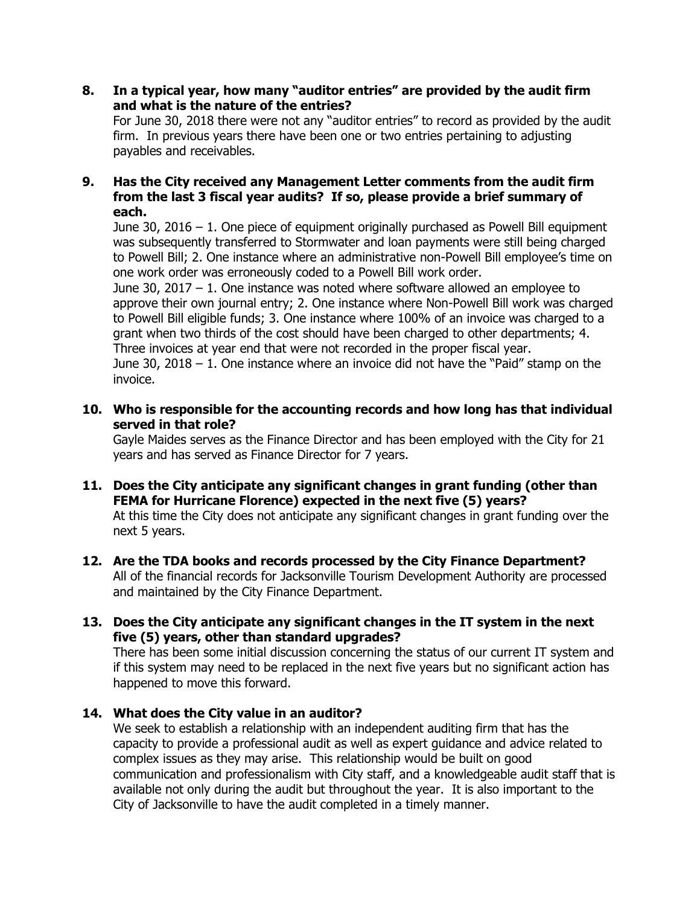**8. In a typical year, how many "auditor entries" are provided by the audit firm and what is the nature of the entries?**

For June 30, 2018 there were not any "auditor entries" to record as provided by the audit firm. In previous years there have been one or two entries pertaining to adjusting payables and receivables.

**9. Has the City received any Management Letter comments from the audit firm from the last 3 fiscal year audits? If so, please provide a brief summary of each.**

June 30, 2016 – 1. One piece of equipment originally purchased as Powell Bill equipment was subsequently transferred to Stormwater and loan payments were still being charged to Powell Bill; 2. One instance where an administrative non-Powell Bill employee's time on one work order was erroneously coded to a Powell Bill work order.

June 30, 2017 – 1. One instance was noted where software allowed an employee to approve their own journal entry; 2. One instance where Non-Powell Bill work was charged to Powell Bill eligible funds; 3. One instance where 100% of an invoice was charged to a grant when two thirds of the cost should have been charged to other departments; 4. Three invoices at year end that were not recorded in the proper fiscal year.

June 30, 2018 – 1. One instance where an invoice did not have the "Paid" stamp on the invoice.

**10. Who is responsible for the accounting records and how long has that individual served in that role?**

Gayle Maides serves as the Finance Director and has been employed with the City for 21 years and has served as Finance Director for 7 years.

**11. Does the City anticipate any significant changes in grant funding (other than FEMA for Hurricane Florence) expected in the next five (5) years?**

At this time the City does not anticipate any significant changes in grant funding over the next 5 years.

**12. Are the TDA books and records processed by the City Finance Department?**

All of the financial records for Jacksonville Tourism Development Authority are processed and maintained by the City Finance Department.

**13. Does the City anticipate any significant changes in the IT system in the next five (5) years, other than standard upgrades?**

There has been some initial discussion concerning the status of our current IT system and if this system may need to be replaced in the next five years but no significant action has happened to move this forward.

**14. What does the City value in an auditor?**

We seek to establish a relationship with an independent auditing firm that has the capacity to provide a professional audit as well as expert guidance and advice related to complex issues as they may arise. This relationship would be built on good communication and professionalism with City staff, and a knowledgeable audit staff that is available not only during the audit but throughout the year. It is also important to the City of Jacksonville to have the audit completed in a timely manner.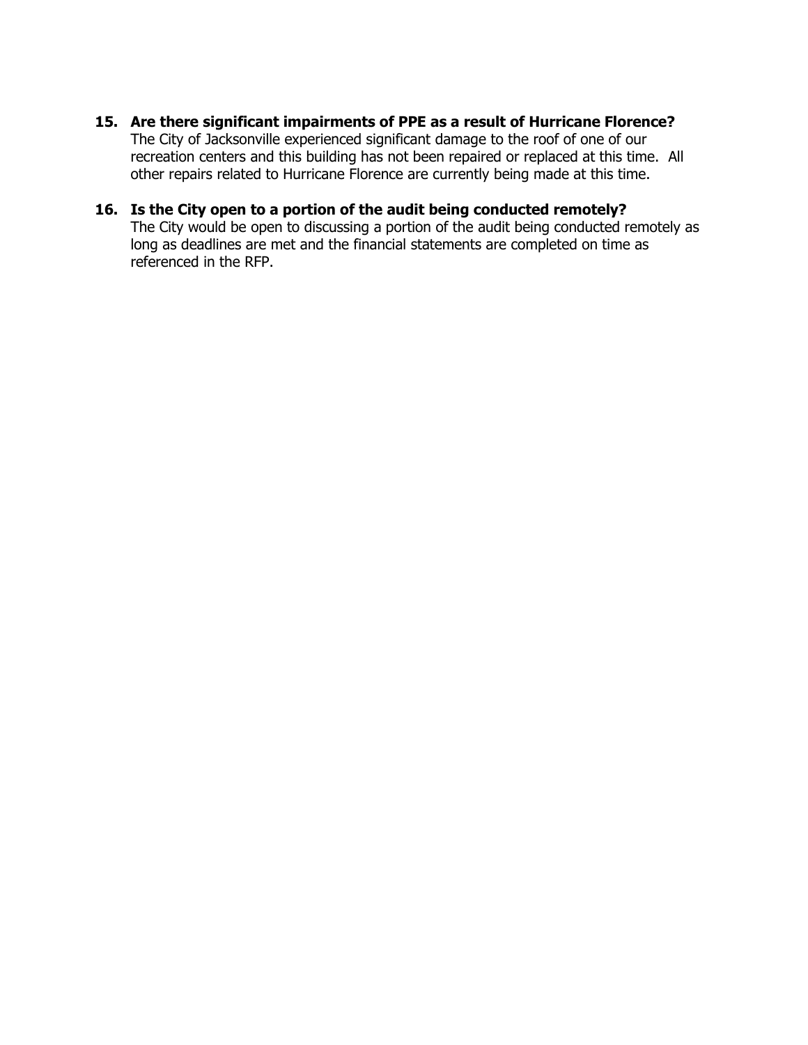15. **Are there significant impairments of PPE as a result of Hurricane Florence?**
    The City of Jacksonville experienced significant damage to the roof of one of our recreation centers and this building has not been repaired or replaced at this time. All other repairs related to Hurricane Florence are currently being made at this time.

16. **Is the City open to a portion of the audit being conducted remotely?**
    The City would be open to discussing a portion of the audit being conducted remotely as long as deadlines are met and the financial statements are completed on time as referenced in the RFP.